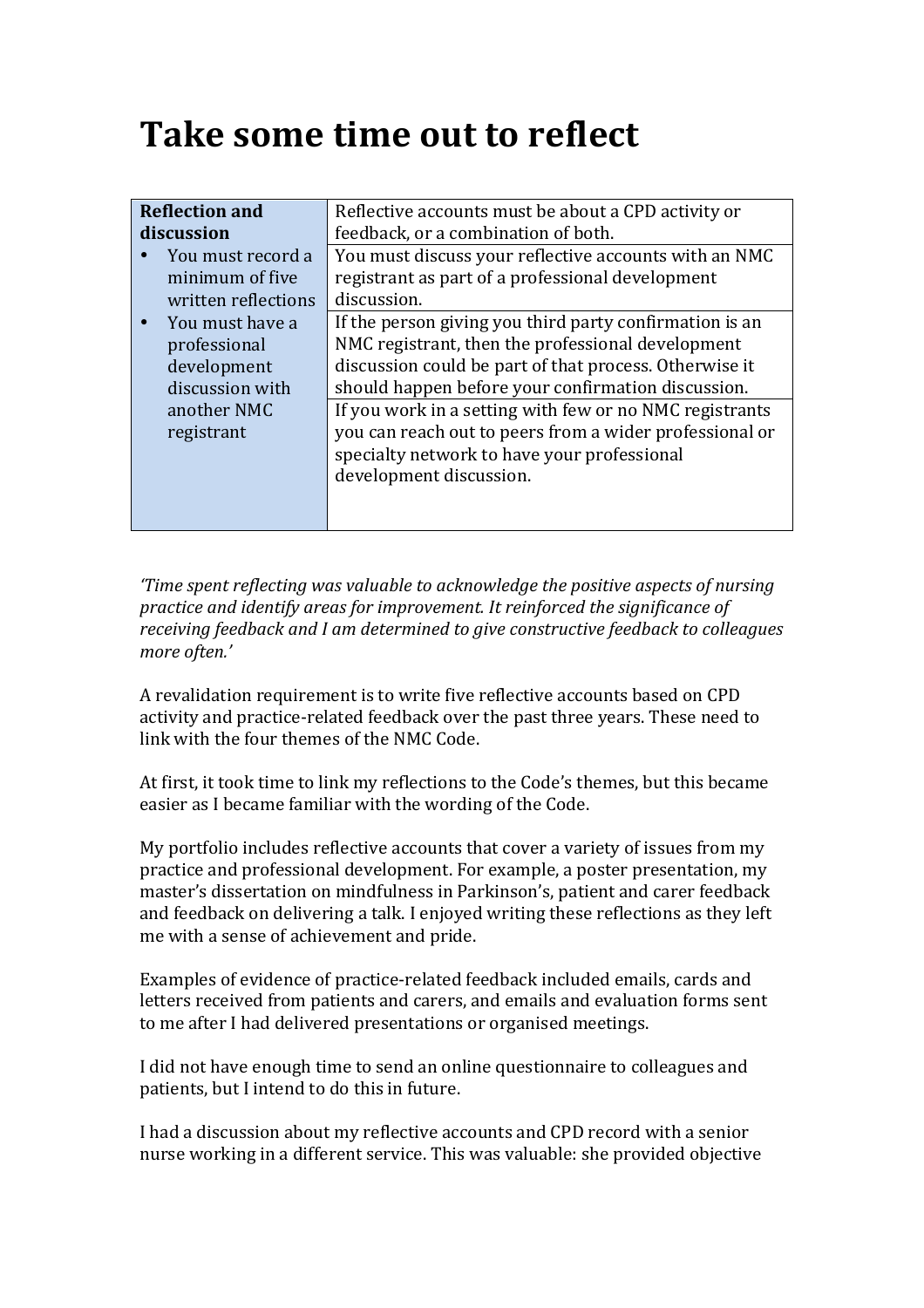# Take some time out to reflect

| Reflection and discussion<br>• You must record a minimum of five written reflections<br>• You must have a professional development discussion with another NMC registrant | Reflective accounts must be about a CPD activity or feedback, or a combination of both. |
|---|---|
| | You must discuss your reflective accounts with an NMC registrant as part of a professional development discussion. |
| | If the person giving you third party confirmation is an NMC registrant, then the professional development discussion could be part of that process. Otherwise it should happen before your confirmation discussion. |
| | If you work in a setting with few or no NMC registrants you can reach out to peers from a wider professional or specialty network to have your professional development discussion. |

*'Time spent reflecting was valuable to acknowledge the positive aspects of nursing practice and identify areas for improvement. It reinforced the significance of receiving feedback and I am determined to give constructive feedback to colleagues more often.'*

A revalidation requirement is to write five reflective accounts based on CPD activity and practice-related feedback over the past three years. These need to link with the four themes of the NMC Code.

At first, it took time to link my reflections to the Code's themes, but this became easier as I became familiar with the wording of the Code.

My portfolio includes reflective accounts that cover a variety of issues from my practice and professional development. For example, a poster presentation, my master's dissertation on mindfulness in Parkinson's, patient and carer feedback and feedback on delivering a talk. I enjoyed writing these reflections as they left me with a sense of achievement and pride.

Examples of evidence of practice-related feedback included emails, cards and letters received from patients and carers, and emails and evaluation forms sent to me after I had delivered presentations or organised meetings.

I did not have enough time to send an online questionnaire to colleagues and patients, but I intend to do this in future.

I had a discussion about my reflective accounts and CPD record with a senior nurse working in a different service. This was valuable: she provided objective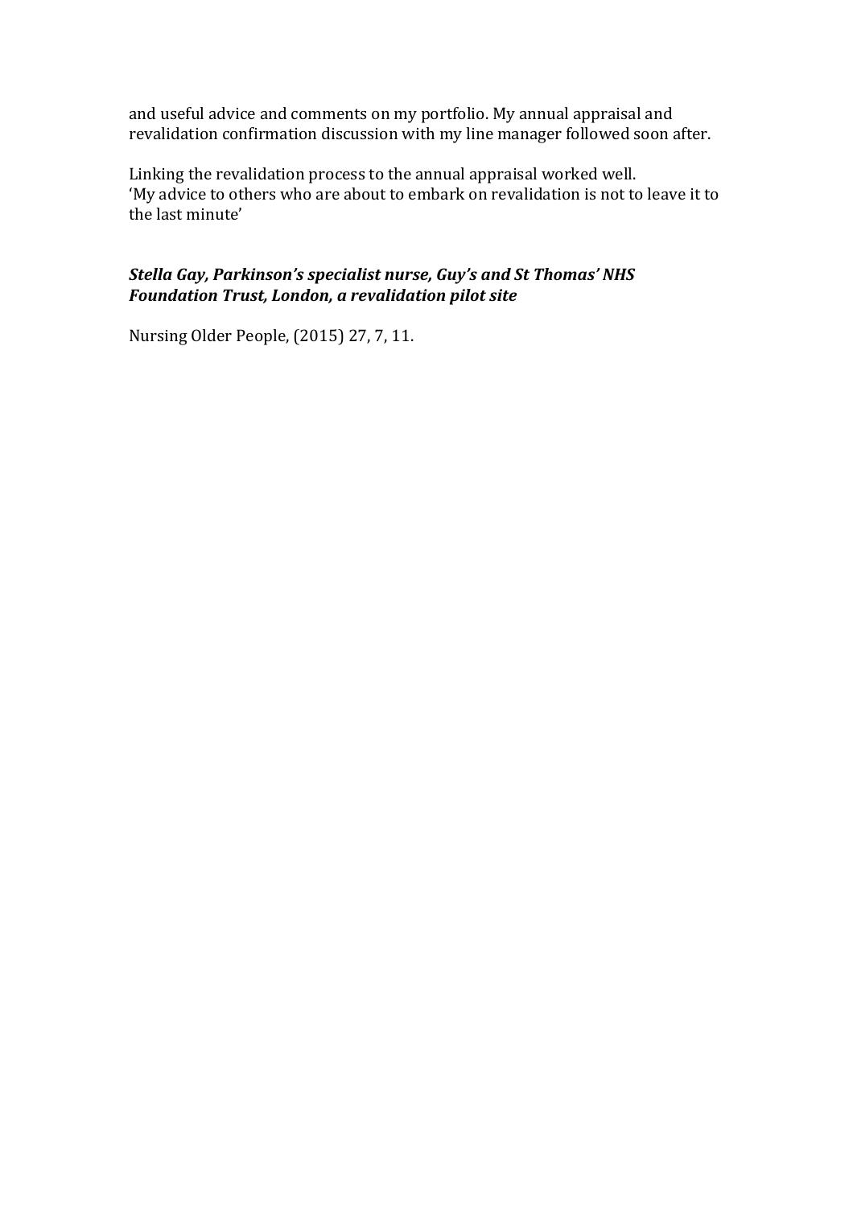and useful advice and comments on my portfolio. My annual appraisal and revalidation confirmation discussion with my line manager followed soon after.

Linking the revalidation process to the annual appraisal worked well.
'My advice to others who are about to embark on revalidation is not to leave it to the last minute'

***Stella Gay, Parkinson's specialist nurse, Guy's and St Thomas' NHS Foundation Trust, London, a revalidation pilot site***

Nursing Older People, (2015) 27, 7, 11.